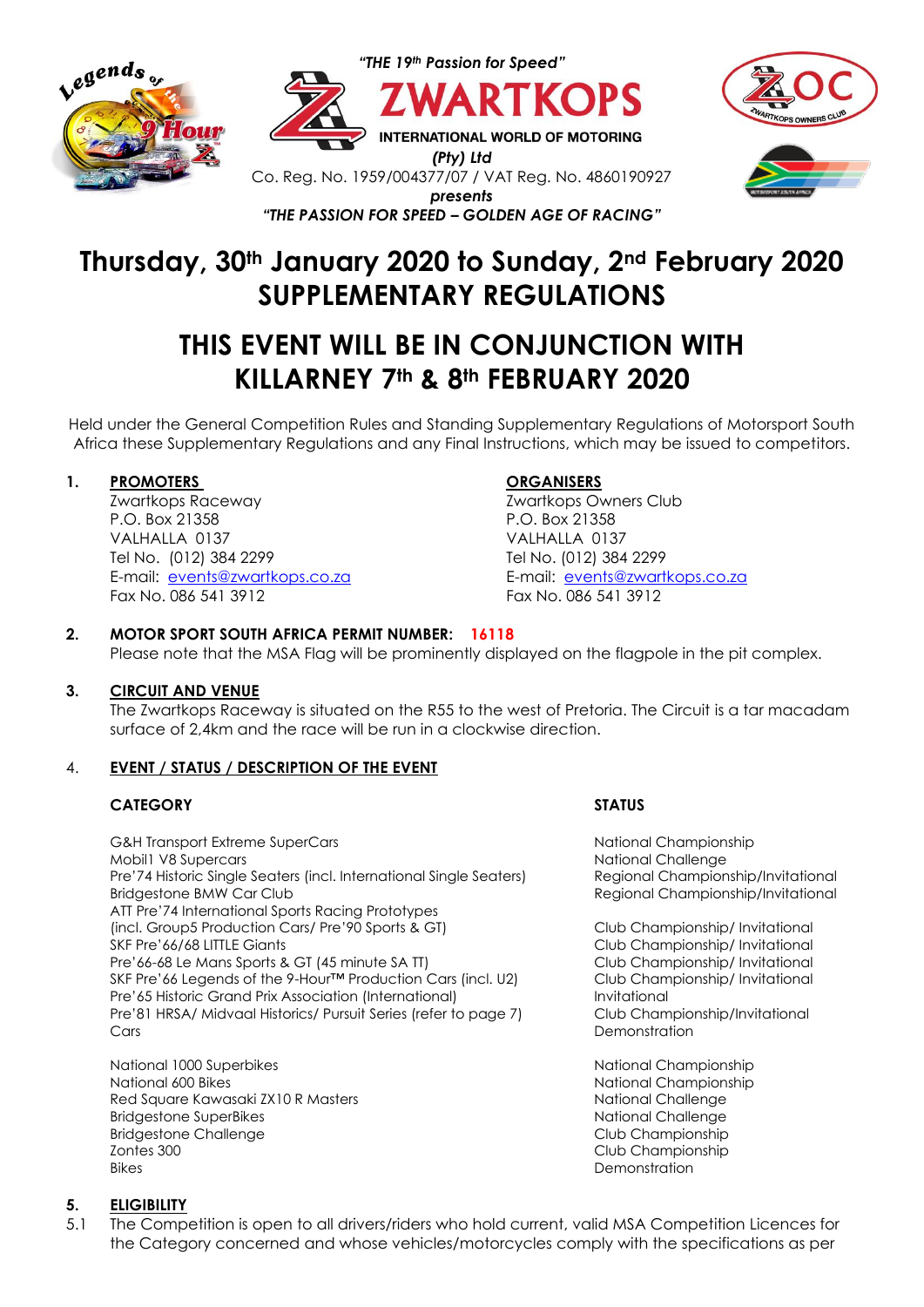*"THE 19th Passion for Speed"*

**ZWARTKOPS**

**INTERNATIONAL WORLD OF MOTORING**

***(Pty) Ltd***

Co. Reg. No. 1959/004377/07 / VAT Reg. No. 4860190927

***presents***

***"THE PASSION FOR SPEED – GOLDEN AGE OF RACING"***

# Thursday, 30th January 2020 to Sunday, 2nd February 2020 SUPPLEMENTARY REGULATIONS

# THIS EVENT WILL BE IN CONJUNCTION WITH KILLARNEY 7th & 8th FEBRUARY 2020

Held under the General Competition Rules and Standing Supplementary Regulations of Motorsport South Africa these Supplementary Regulations and any Final Instructions, which may be issued to competitors.

**1. PROMOTERS**

Zwartkops Raceway
P.O. Box 21358
VALHALLA 0137
Tel No. (012) 384 2299
E-mail: events@zwartkops.co.za
Fax No. 086 541 3912

**ORGANISERS**

Zwartkops Owners Club
P.O. Box 21358
VALHALLA 0137
Tel No. (012) 384 2299
E-mail: events@zwartkops.co.za
Fax No. 086 541 3912

**2. MOTOR SPORT SOUTH AFRICA PERMIT NUMBER: 16118**

Please note that the MSA Flag will be prominently displayed on the flagpole in the pit complex.

**3. CIRCUIT AND VENUE**

The Zwartkops Raceway is situated on the R55 to the west of Pretoria. The Circuit is a tar macadam surface of 2,4km and the race will be run in a clockwise direction.

**4. EVENT / STATUS / DESCRIPTION OF THE EVENT**

| CATEGORY | STATUS |
|---|---|
| G&H Transport Extreme SuperCars | National Championship |
| Mobil1 V8 Supercars | National Challenge |
| Pre'74 Historic Single Seaters (incl. International Single Seaters) | Regional Championship/Invitational |
| Bridgestone BMW Car Club | Regional Championship/Invitational |
| ATT Pre'74 International Sports Racing Prototypes (incl. Group5 Production Cars/ Pre'90 Sports & GT) | Club Championship/ Invitational |
| SKF Pre'66/68 LITTLE Giants | Club Championship/ Invitational |
| Pre'66-68 Le Mans Sports & GT (45 minute SA TT) | Club Championship/ Invitational |
| SKF Pre'66 Legends of the 9-Hour™ Production Cars (incl. U2) | Club Championship/ Invitational |
| Pre'65 Historic Grand Prix Association (International) | Invitational |
| Pre'81 HRSA/ Midvaal Historics/ Pursuit Series (refer to page 7) | Club Championship/Invitational |
| Cars | Demonstration |
| National 1000 Superbikes | National Championship |
| National 600 Bikes | National Championship |
| Red Square Kawasaki ZX10 R Masters | National Challenge |
| Bridgestone SuperBikes | National Challenge |
| Bridgestone Challenge | Club Championship |
| Zontes 300 | Club Championship |
| Bikes | Demonstration |

**5. ELIGIBILITY**

5.1 The Competition is open to all drivers/riders who hold current, valid MSA Competition Licences for the Category concerned and whose vehicles/motorcycles comply with the specifications as per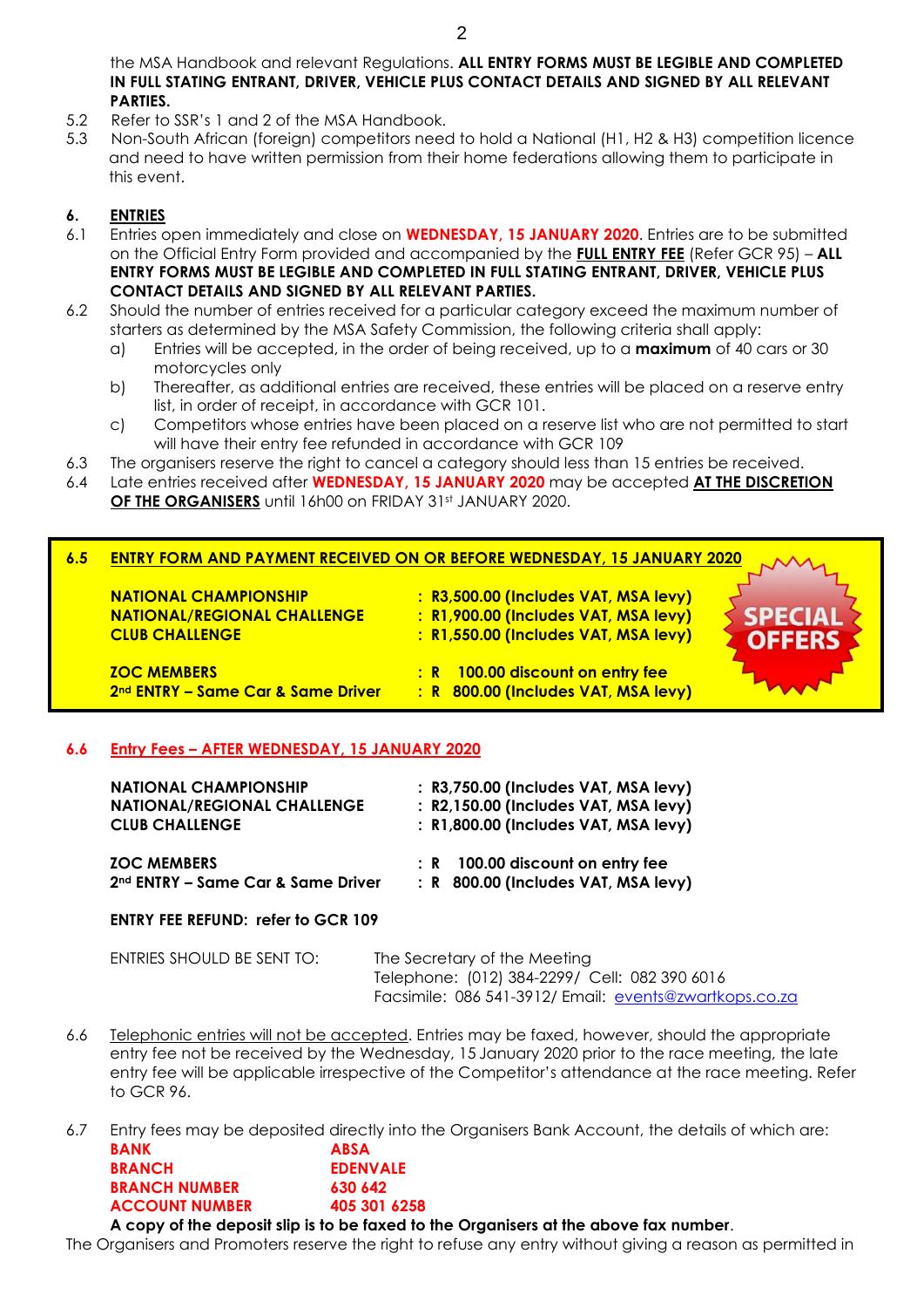the MSA Handbook and relevant Regulations. **ALL ENTRY FORMS MUST BE LEGIBLE AND COMPLETED IN FULL STATING ENTRANT, DRIVER, VEHICLE PLUS CONTACT DETAILS AND SIGNED BY ALL RELEVANT PARTIES.**

5.2 Refer to SSR's 1 and 2 of the MSA Handbook.

5.3 Non-South African (foreign) competitors need to hold a National (H1, H2 & H3) competition licence and need to have written permission from their home federations allowing them to participate in this event.

## 6. ENTRIES

6.1 Entries open immediately and close on **WEDNESDAY, 15 JANUARY 2020**. Entries are to be submitted on the Official Entry Form provided and accompanied by the **FULL ENTRY FEE** (Refer GCR 95) – **ALL ENTRY FORMS MUST BE LEGIBLE AND COMPLETED IN FULL STATING ENTRANT, DRIVER, VEHICLE PLUS CONTACT DETAILS AND SIGNED BY ALL RELEVANT PARTIES.**

6.2 Should the number of entries received for a particular category exceed the maximum number of starters as determined by the MSA Safety Commission, the following criteria shall apply:

a) Entries will be accepted, in the order of being received, up to a **maximum** of 40 cars or 30 motorcycles only

b) Thereafter, as additional entries are received, these entries will be placed on a reserve entry list, in order of receipt, in accordance with GCR 101.

c) Competitors whose entries have been placed on a reserve list who are not permitted to start will have their entry fee refunded in accordance with GCR 109

6.3 The organisers reserve the right to cancel a category should less than 15 entries be received.

6.4 Late entries received after **WEDNESDAY, 15 JANUARY 2020** may be accepted **AT THE DISCRETION OF THE ORGANISERS** until 16h00 on FRIDAY 31st JANUARY 2020.

**6.5 ENTRY FORM AND PAYMENT RECEIVED ON OR BEFORE WEDNESDAY, 15 JANUARY 2020**

**SPECIAL OFFERS**

| | |
|---|---|
| **NATIONAL CHAMPIONSHIP** | **: R3,500.00 (Includes VAT, MSA levy)** |
| **NATIONAL/REGIONAL CHALLENGE** | **: R1,900.00 (Includes VAT, MSA levy)** |
| **CLUB CHALLENGE** | **: R1,550.00 (Includes VAT, MSA levy)** |
| **ZOC MEMBERS** | **: R 100.00 discount on entry fee** |
| **2nd ENTRY – Same Car & Same Driver** | **: R 800.00 (Includes VAT, MSA levy)** |

**6.6 Entry Fees – AFTER WEDNESDAY, 15 JANUARY 2020**

| | |
|---|---|
| **NATIONAL CHAMPIONSHIP** | **: R3,750.00 (Includes VAT, MSA levy)** |
| **NATIONAL/REGIONAL CHALLENGE** | **: R2,150.00 (Includes VAT, MSA levy)** |
| **CLUB CHALLENGE** | **: R1,800.00 (Includes VAT, MSA levy)** |
| **ZOC MEMBERS** | **: R 100.00 discount on entry fee** |
| **2nd ENTRY – Same Car & Same Driver** | **: R 800.00 (Includes VAT, MSA levy)** |

**ENTRY FEE REFUND: refer to GCR 109**

ENTRIES SHOULD BE SENT TO: The Secretary of the Meeting
Telephone: (012) 384-2299/ Cell: 082 390 6016
Facsimile: 086 541-3912/ Email: events@zwartkops.co.za

6.6 Telephonic entries will not be accepted. Entries may be faxed, however, should the appropriate entry fee not be received by the Wednesday, 15 January 2020 prior to the race meeting, the late entry fee will be applicable irrespective of the Competitor's attendance at the race meeting. Refer to GCR 96.

6.7 Entry fees may be deposited directly into the Organisers Bank Account, the details of which are:

| | |
|---|---|
| **BANK** | **ABSA** |
| **BRANCH** | **EDENVALE** |
| **BRANCH NUMBER** | **630 642** |
| **ACCOUNT NUMBER** | **405 301 6258** |

**A copy of the deposit slip is to be faxed to the Organisers at the above fax number**.

The Organisers and Promoters reserve the right to refuse any entry without giving a reason as permitted in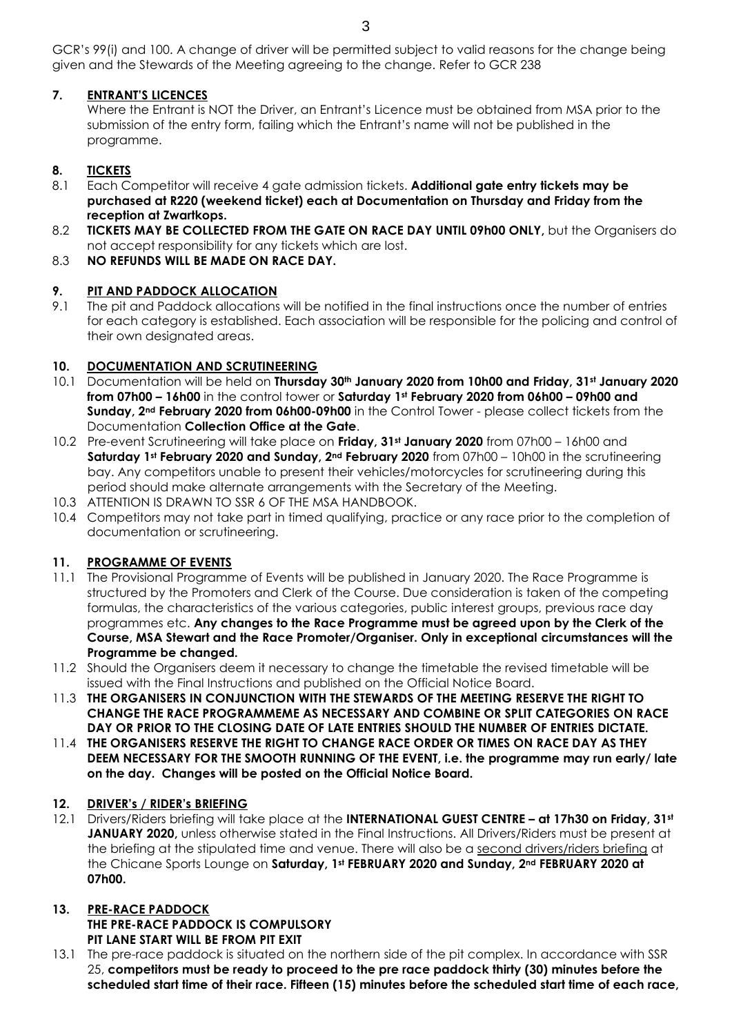GCR's 99(i) and 100. A change of driver will be permitted subject to valid reasons for the change being given and the Stewards of the Meeting agreeing to the change. Refer to GCR 238

## 7. ENTRANT'S LICENCES

Where the Entrant is NOT the Driver, an Entrant's Licence must be obtained from MSA prior to the submission of the entry form, failing which the Entrant's name will not be published in the programme.

## 8. TICKETS

8.1 Each Competitor will receive 4 gate admission tickets. **Additional gate entry tickets may be purchased at R220 (weekend ticket) each at Documentation on Thursday and Friday from the reception at Zwartkops.**

8.2 **TICKETS MAY BE COLLECTED FROM THE GATE ON RACE DAY UNTIL 09h00 ONLY,** but the Organisers do not accept responsibility for any tickets which are lost.

8.3 **NO REFUNDS WILL BE MADE ON RACE DAY.**

## 9. PIT AND PADDOCK ALLOCATION

9.1 The pit and Paddock allocations will be notified in the final instructions once the number of entries for each category is established. Each association will be responsible for the policing and control of their own designated areas.

## 10. DOCUMENTATION AND SCRUTINEERING

10.1 Documentation will be held on **Thursday 30th January 2020 from 10h00 and Friday, 31st January 2020 from 07h00 – 16h00** in the control tower or **Saturday 1st February 2020 from 06h00 – 09h00 and Sunday, 2nd February 2020 from 06h00-09h00** in the Control Tower - please collect tickets from the Documentation **Collection Office at the Gate**.

10.2 Pre-event Scrutineering will take place on **Friday, 31st January 2020** from 07h00 – 16h00 and **Saturday 1st February 2020 and Sunday, 2nd February 2020** from 07h00 – 10h00 in the scrutineering bay. Any competitors unable to present their vehicles/motorcycles for scrutineering during this period should make alternate arrangements with the Secretary of the Meeting.

10.3 ATTENTION IS DRAWN TO SSR 6 OF THE MSA HANDBOOK.

10.4 Competitors may not take part in timed qualifying, practice or any race prior to the completion of documentation or scrutineering.

## 11. PROGRAMME OF EVENTS

11.1 The Provisional Programme of Events will be published in January 2020. The Race Programme is structured by the Promoters and Clerk of the Course. Due consideration is taken of the competing formulas, the characteristics of the various categories, public interest groups, previous race day programmes etc. **Any changes to the Race Programme must be agreed upon by the Clerk of the Course, MSA Stewart and the Race Promoter/Organiser. Only in exceptional circumstances will the Programme be changed.**

11.2 Should the Organisers deem it necessary to change the timetable the revised timetable will be issued with the Final Instructions and published on the Official Notice Board.

11.3 **THE ORGANISERS IN CONJUNCTION WITH THE STEWARDS OF THE MEETING RESERVE THE RIGHT TO CHANGE THE RACE PROGRAMMEME AS NECESSARY AND COMBINE OR SPLIT CATEGORIES ON RACE DAY OR PRIOR TO THE CLOSING DATE OF LATE ENTRIES SHOULD THE NUMBER OF ENTRIES DICTATE.**

11.4 **THE ORGANISERS RESERVE THE RIGHT TO CHANGE RACE ORDER OR TIMES ON RACE DAY AS THEY DEEM NECESSARY FOR THE SMOOTH RUNNING OF THE EVENT, i.e. the programme may run early/ late on the day. Changes will be posted on the Official Notice Board.**

## 12. DRIVER's / RIDER's BRIEFING

12.1 Drivers/Riders briefing will take place at the **INTERNATIONAL GUEST CENTRE – at 17h30 on Friday, 31st JANUARY 2020,** unless otherwise stated in the Final Instructions. All Drivers/Riders must be present at the briefing at the stipulated time and venue. There will also be a second drivers/riders briefing at the Chicane Sports Lounge on **Saturday, 1st FEBRUARY 2020 and Sunday, 2nd FEBRUARY 2020 at 07h00.**

## 13. PRE-RACE PADDOCK

**THE PRE-RACE PADDOCK IS COMPULSORY**
**PIT LANE START WILL BE FROM PIT EXIT**

13.1 The pre-race paddock is situated on the northern side of the pit complex. In accordance with SSR 25, **competitors must be ready to proceed to the pre race paddock thirty (30) minutes before the scheduled start time of their race. Fifteen (15) minutes before the scheduled start time of each race,**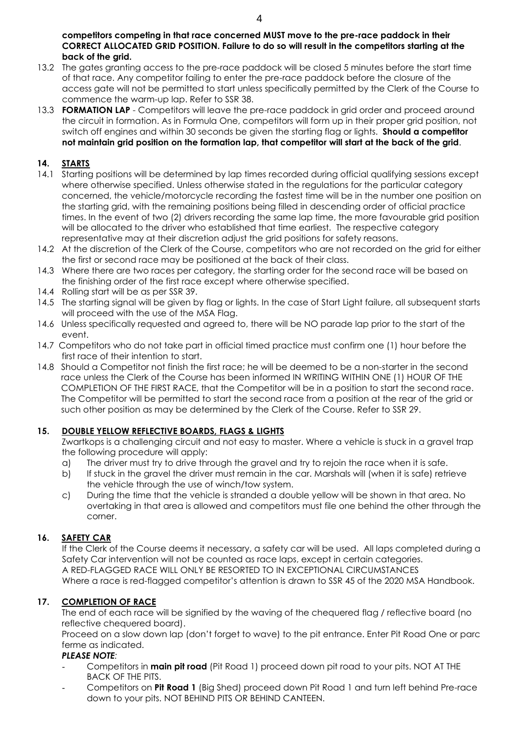**competitors competing in that race concerned MUST move to the pre-race paddock in their CORRECT ALLOCATED GRID POSITION. Failure to do so will result in the competitors starting at the back of the grid.**

13.2 The gates granting access to the pre-race paddock will be closed 5 minutes before the start time of that race. Any competitor failing to enter the pre-race paddock before the closure of the access gate will not be permitted to start unless specifically permitted by the Clerk of the Course to commence the warm-up lap. Refer to SSR 38.

13.3 **FORMATION LAP** - Competitors will leave the pre-race paddock in grid order and proceed around the circuit in formation. As in Formula One, competitors will form up in their proper grid position, not switch off engines and within 30 seconds be given the starting flag or lights. **Should a competitor not maintain grid position on the formation lap, that competitor will start at the back of the grid**.

## 14. STARTS

14.1 Starting positions will be determined by lap times recorded during official qualifying sessions except where otherwise specified. Unless otherwise stated in the regulations for the particular category concerned, the vehicle/motorcycle recording the fastest time will be in the number one position on the starting grid, with the remaining positions being filled in descending order of official practice times. In the event of two (2) drivers recording the same lap time, the more favourable grid position will be allocated to the driver who established that time earliest. The respective category representative may at their discretion adjust the grid positions for safety reasons.

14.2 At the discretion of the Clerk of the Course, competitors who are not recorded on the grid for either the first or second race may be positioned at the back of their class.

14.3 Where there are two races per category, the starting order for the second race will be based on the finishing order of the first race except where otherwise specified.

14.4 Rolling start will be as per SSR 39.

14.5 The starting signal will be given by flag or lights. In the case of Start Light failure, all subsequent starts will proceed with the use of the MSA Flag.

14.6 Unless specifically requested and agreed to, there will be NO parade lap prior to the start of the event.

14.7 Competitors who do not take part in official timed practice must confirm one (1) hour before the first race of their intention to start.

14.8 Should a Competitor not finish the first race; he will be deemed to be a non-starter in the second race unless the Clerk of the Course has been informed IN WRITING WITHIN ONE (1) HOUR OF THE COMPLETION OF THE FIRST RACE, that the Competitor will be in a position to start the second race. The Competitor will be permitted to start the second race from a position at the rear of the grid or such other position as may be determined by the Clerk of the Course. Refer to SSR 29.

## 15. DOUBLE YELLOW REFLECTIVE BOARDS, FLAGS & LIGHTS

Zwartkops is a challenging circuit and not easy to master. Where a vehicle is stuck in a gravel trap the following procedure will apply:

a) The driver must try to drive through the gravel and try to rejoin the race when it is safe.
b) If stuck in the gravel the driver must remain in the car. Marshals will (when it is safe) retrieve the vehicle through the use of winch/tow system.
c) During the time that the vehicle is stranded a double yellow will be shown in that area. No overtaking in that area is allowed and competitors must file one behind the other through the corner.

## 16. SAFETY CAR

If the Clerk of the Course deems it necessary, a safety car will be used. All laps completed during a Safety Car intervention will not be counted as race laps, except in certain categories.
A RED-FLAGGED RACE WILL ONLY BE RESORTED TO IN EXCEPTIONAL CIRCUMSTANCES
Where a race is red-flagged competitor's attention is drawn to SSR 45 of the 2020 MSA Handbook.

## 17. COMPLETION OF RACE

The end of each race will be signified by the waving of the chequered flag / reflective board (no reflective chequered board).

Proceed on a slow down lap (don't forget to wave) to the pit entrance. Enter Pit Road One or parc ferme as indicated.

***PLEASE NOTE:***

- Competitors in **main pit road** (Pit Road 1) proceed down pit road to your pits. NOT AT THE BACK OF THE PITS.
- Competitors on **Pit Road 1** (Big Shed) proceed down Pit Road 1 and turn left behind Pre-race down to your pits. NOT BEHIND PITS OR BEHIND CANTEEN.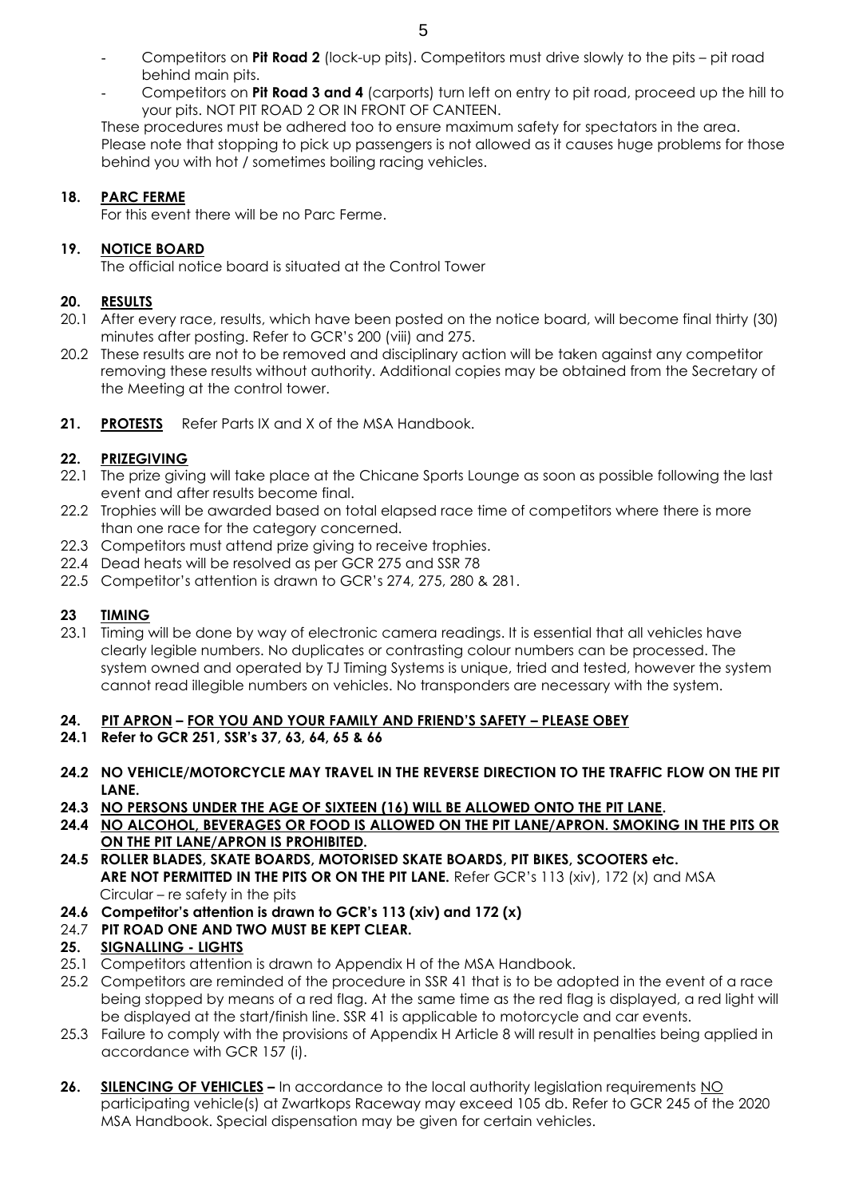- Competitors on **Pit Road 2** (lock-up pits). Competitors must drive slowly to the pits – pit road behind main pits.
- Competitors on **Pit Road 3 and 4** (carports) turn left on entry to pit road, proceed up the hill to your pits. NOT PIT ROAD 2 OR IN FRONT OF CANTEEN.

These procedures must be adhered too to ensure maximum safety for spectators in the area. Please note that stopping to pick up passengers is not allowed as it causes huge problems for those behind you with hot / sometimes boiling racing vehicles.

## 18. PARC FERME

For this event there will be no Parc Ferme.

## 19. NOTICE BOARD

The official notice board is situated at the Control Tower

## 20. RESULTS

20.1 After every race, results, which have been posted on the notice board, will become final thirty (30) minutes after posting. Refer to GCR's 200 (viii) and 275.

20.2 These results are not to be removed and disciplinary action will be taken against any competitor removing these results without authority. Additional copies may be obtained from the Secretary of the Meeting at the control tower.

## 21. PROTESTS

Refer Parts IX and X of the MSA Handbook.

## 22. PRIZEGIVING

22.1 The prize giving will take place at the Chicane Sports Lounge as soon as possible following the last event and after results become final.

22.2 Trophies will be awarded based on total elapsed race time of competitors where there is more than one race for the category concerned.

22.3 Competitors must attend prize giving to receive trophies.

22.4 Dead heats will be resolved as per GCR 275 and SSR 78

22.5 Competitor's attention is drawn to GCR's 274, 275, 280 & 281.

## 23 TIMING

23.1 Timing will be done by way of electronic camera readings. It is essential that all vehicles have clearly legible numbers. No duplicates or contrasting colour numbers can be processed. The system owned and operated by TJ Timing Systems is unique, tried and tested, however the system cannot read illegible numbers on vehicles. No transponders are necessary with the system.

## 24. PIT APRON – FOR YOU AND YOUR FAMILY AND FRIEND'S SAFETY – PLEASE OBEY

**24.1 Refer to GCR 251, SSR's 37, 63, 64, 65 & 66**

**24.2 NO VEHICLE/MOTORCYCLE MAY TRAVEL IN THE REVERSE DIRECTION TO THE TRAFFIC FLOW ON THE PIT LANE.**

**24.3 NO PERSONS UNDER THE AGE OF SIXTEEN (16) WILL BE ALLOWED ONTO THE PIT LANE.**

**24.4 NO ALCOHOL, BEVERAGES OR FOOD IS ALLOWED ON THE PIT LANE/APRON. SMOKING IN THE PITS OR ON THE PIT LANE/APRON IS PROHIBITED.**

**24.5 ROLLER BLADES, SKATE BOARDS, MOTORISED SKATE BOARDS, PIT BIKES, SCOOTERS etc. ARE NOT PERMITTED IN THE PITS OR ON THE PIT LANE.** Refer GCR's 113 (xiv), 172 (x) and MSA Circular – re safety in the pits

**24.6 Competitor's attention is drawn to GCR's 113 (xiv) and 172 (x)**

24.7 **PIT ROAD ONE AND TWO MUST BE KEPT CLEAR.**

## 25. SIGNALLING - LIGHTS

25.1 Competitors attention is drawn to Appendix H of the MSA Handbook.

25.2 Competitors are reminded of the procedure in SSR 41 that is to be adopted in the event of a race being stopped by means of a red flag. At the same time as the red flag is displayed, a red light will be displayed at the start/finish line. SSR 41 is applicable to motorcycle and car events.

25.3 Failure to comply with the provisions of Appendix H Article 8 will result in penalties being applied in accordance with GCR 157 (i).

**26. SILENCING OF VEHICLES –** In accordance to the local authority legislation requirements NO participating vehicle(s) at Zwartkops Raceway may exceed 105 db. Refer to GCR 245 of the 2020 MSA Handbook. Special dispensation may be given for certain vehicles.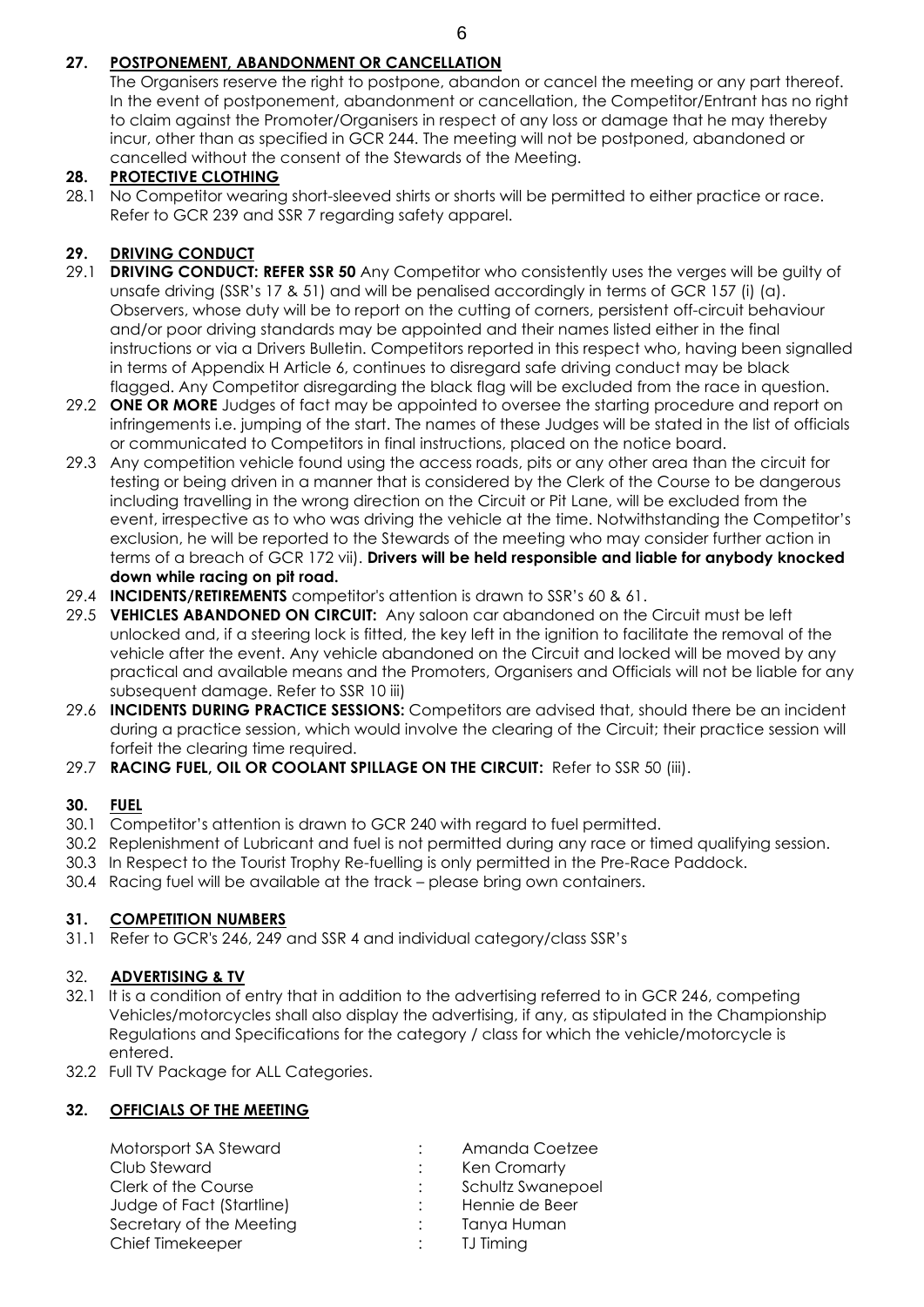## 27. POSTPONEMENT, ABANDONMENT OR CANCELLATION

The Organisers reserve the right to postpone, abandon or cancel the meeting or any part thereof. In the event of postponement, abandonment or cancellation, the Competitor/Entrant has no right to claim against the Promoter/Organisers in respect of any loss or damage that he may thereby incur, other than as specified in GCR 244. The meeting will not be postponed, abandoned or cancelled without the consent of the Stewards of the Meeting.

## 28. PROTECTIVE CLOTHING

28.1 No Competitor wearing short-sleeved shirts or shorts will be permitted to either practice or race. Refer to GCR 239 and SSR 7 regarding safety apparel.

## 29. DRIVING CONDUCT

29.1 **DRIVING CONDUCT: REFER SSR 50** Any Competitor who consistently uses the verges will be guilty of unsafe driving (SSR's 17 & 51) and will be penalised accordingly in terms of GCR 157 (i) (a). Observers, whose duty will be to report on the cutting of corners, persistent off-circuit behaviour and/or poor driving standards may be appointed and their names listed either in the final instructions or via a Drivers Bulletin. Competitors reported in this respect who, having been signalled in terms of Appendix H Article 6, continues to disregard safe driving conduct may be black flagged. Any Competitor disregarding the black flag will be excluded from the race in question.

29.2 **ONE OR MORE** Judges of fact may be appointed to oversee the starting procedure and report on infringements i.e. jumping of the start. The names of these Judges will be stated in the list of officials or communicated to Competitors in final instructions, placed on the notice board.

29.3 Any competition vehicle found using the access roads, pits or any other area than the circuit for testing or being driven in a manner that is considered by the Clerk of the Course to be dangerous including travelling in the wrong direction on the Circuit or Pit Lane, will be excluded from the event, irrespective as to who was driving the vehicle at the time. Notwithstanding the Competitor's exclusion, he will be reported to the Stewards of the meeting who may consider further action in terms of a breach of GCR 172 vii). **Drivers will be held responsible and liable for anybody knocked down while racing on pit road.**

29.4 **INCIDENTS/RETIREMENTS** competitor's attention is drawn to SSR's 60 & 61.

29.5 **VEHICLES ABANDONED ON CIRCUIT:** Any saloon car abandoned on the Circuit must be left unlocked and, if a steering lock is fitted, the key left in the ignition to facilitate the removal of the vehicle after the event. Any vehicle abandoned on the Circuit and locked will be moved by any practical and available means and the Promoters, Organisers and Officials will not be liable for any subsequent damage. Refer to SSR 10 iii)

29.6 **INCIDENTS DURING PRACTICE SESSIONS:** Competitors are advised that, should there be an incident during a practice session, which would involve the clearing of the Circuit; their practice session will forfeit the clearing time required.

29.7 **RACING FUEL, OIL OR COOLANT SPILLAGE ON THE CIRCUIT:** Refer to SSR 50 (iii).

## 30. FUEL

30.1 Competitor's attention is drawn to GCR 240 with regard to fuel permitted.

30.2 Replenishment of Lubricant and fuel is not permitted during any race or timed qualifying session.

30.3 In Respect to the Tourist Trophy Re-fuelling is only permitted in the Pre-Race Paddock.

30.4 Racing fuel will be available at the track – please bring own containers.

## 31. COMPETITION NUMBERS

31.1 Refer to GCR's 246, 249 and SSR 4 and individual category/class SSR's

## 32. ADVERTISING & TV

32.1 It is a condition of entry that in addition to the advertising referred to in GCR 246, competing Vehicles/motorcycles shall also display the advertising, if any, as stipulated in the Championship Regulations and Specifications for the category / class for which the vehicle/motorcycle is entered.

32.2 Full TV Package for ALL Categories.

## 32. OFFICIALS OF THE MEETING

| | | |
|---|---|---|
| Motorsport SA Steward | : | Amanda Coetzee |
| Club Steward | : | Ken Cromarty |
| Clerk of the Course | : | Schultz Swanepoel |
| Judge of Fact (Startline) | : | Hennie de Beer |
| Secretary of the Meeting | : | Tanya Human |
| Chief Timekeeper | : | TJ Timing |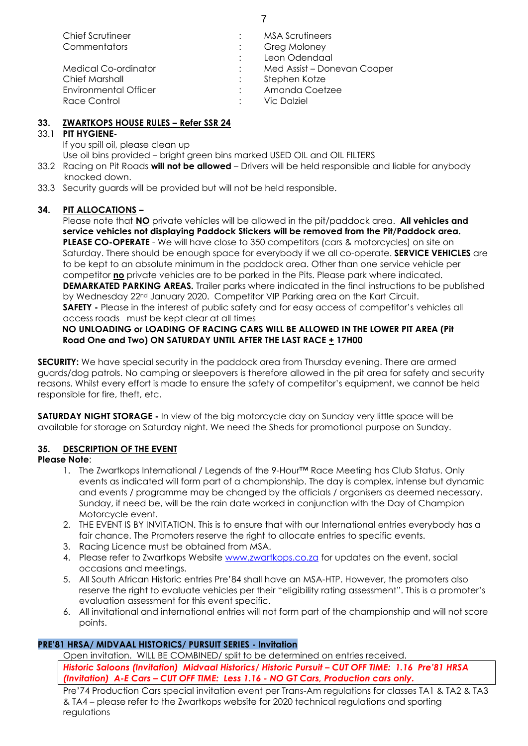| | | |
|---|---|---|
| Chief Scrutineer | : | MSA Scrutineers |
| Commentators | : | Greg Moloney |
| | : | Leon Odendaal |
| Medical Co-ordinator | : | Med Assist – Donevan Cooper |
| Chief Marshall | : | Stephen Kotze |
| Environmental Officer | : | Amanda Coetzee |
| Race Control | : | Vic Dalziel |

### 33. ZWARTKOPS HOUSE RULES – Refer SSR 24

33.1 **PIT HYGIENE-**

If you spill oil, please clean up

Use oil bins provided – bright green bins marked USED OIL and OIL FILTERS

33.2 Racing on Pit Roads **will not be allowed** – Drivers will be held responsible and liable for anybody knocked down.

33.3 Security guards will be provided but will not be held responsible.

### 34. PIT ALLOCATIONS –

Please note that **NO** private vehicles will be allowed in the pit/paddock area. **All vehicles and service vehicles not displaying Paddock Stickers will be removed from the Pit/Paddock area. PLEASE CO-OPERATE** - We will have close to 350 competitors (cars & motorcycles) on site on Saturday. There should be enough space for everybody if we all co-operate. **SERVICE VEHICLES** are to be kept to an absolute minimum in the paddock area. Other than one service vehicle per competitor **no** private vehicles are to be parked in the Pits. Please park where indicated.

**DEMARKATED PARKING AREAS.** Trailer parks where indicated in the final instructions to be published by Wednesday 22nd January 2020. Competitor VIP Parking area on the Kart Circuit.

**SAFETY -** Please in the interest of public safety and for easy access of competitor's vehicles all access roads must be kept clear at all times

**NO UNLOADING or LOADING OF RACING CARS WILL BE ALLOWED IN THE LOWER PIT AREA (Pit Road One and Two) ON SATURDAY UNTIL AFTER THE LAST RACE ± 17H00**

**SECURITY:** We have special security in the paddock area from Thursday evening. There are armed guards/dog patrols. No camping or sleepovers is therefore allowed in the pit area for safety and security reasons. Whilst every effort is made to ensure the safety of competitor's equipment, we cannot be held responsible for fire, theft, etc.

**SATURDAY NIGHT STORAGE -** In view of the big motorcycle day on Sunday very little space will be available for storage on Saturday night. We need the Sheds for promotional purpose on Sunday.

### 35. DESCRIPTION OF THE EVENT

**Please Note**:

1. The Zwartkops International / Legends of the 9-Hour™ Race Meeting has Club Status. Only events as indicated will form part of a championship. The day is complex, intense but dynamic and events / programme may be changed by the officials / organisers as deemed necessary. Sunday, if need be, will be the rain date worked in conjunction with the Day of Champion Motorcycle event.
2. THE EVENT IS BY INVITATION. This is to ensure that with our International entries everybody has a fair chance. The Promoters reserve the right to allocate entries to specific events.
3. Racing Licence must be obtained from MSA.
4. Please refer to Zwartkops Website www.zwartkops.co.za for updates on the event, social occasions and meetings.
5. All South African Historic entries Pre'84 shall have an MSA-HTP. However, the promoters also reserve the right to evaluate vehicles per their "eligibility rating assessment". This is a promoter's evaluation assessment for this event specific.
6. All invitational and international entries will not form part of the championship and will not score points.

**PRE'81 HRSA/ MIDVAAL HISTORICS/ PURSUIT SERIES - Invitation**

Open invitation. WILL BE COMBINED/ split to be determined on entries received.

***Historic Saloons (Invitation) Midvaal Historics/ Historic Pursuit – CUT OFF TIME: 1.16 Pre'81 HRSA (Invitation) A-E Cars – CUT OFF TIME: Less 1.16 - NO GT Cars, Production cars only.***

Pre'74 Production Cars special invitation event per Trans-Am regulations for classes TA1 & TA2 & TA3 & TA4 – please refer to the Zwartkops website for 2020 technical regulations and sporting regulations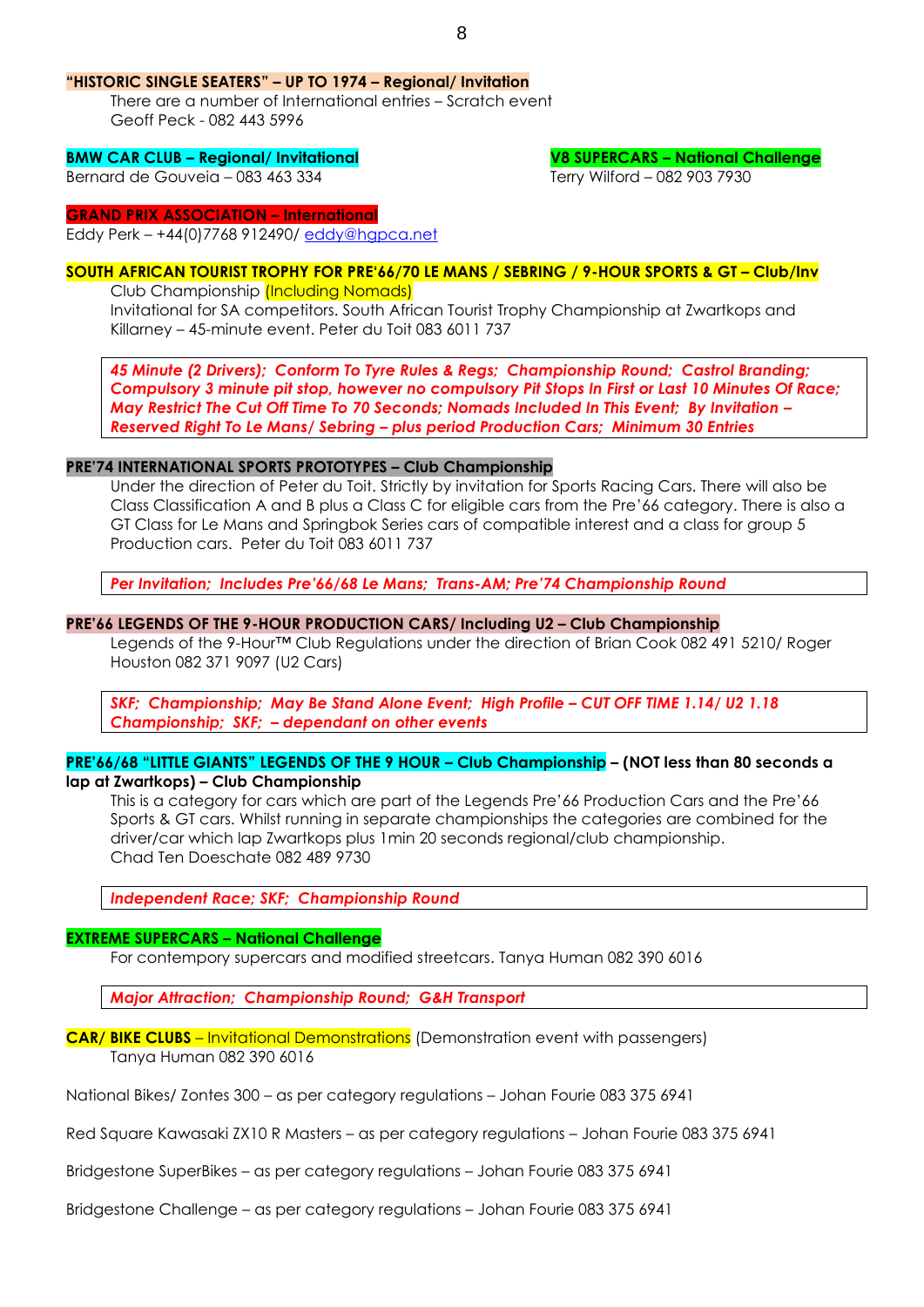**"HISTORIC SINGLE SEATERS" – UP TO 1974 – Regional/ Invitation**

There are a number of International entries – Scratch event
Geoff Peck - 082 443 5996

**BMW CAR CLUB – Regional/ Invitational**
Bernard de Gouveia – 083 463 334

**V8 SUPERCARS – National Challenge**
Terry Wilford – 082 903 7930

**GRAND PRIX ASSOCIATION – International**
Eddy Perk – +44(0)7768 912490/ eddy@hgpca.net

**SOUTH AFRICAN TOURIST TROPHY FOR PRE'66/70 LE MANS / SEBRING / 9-HOUR SPORTS & GT – Club/Inv**

Club Championship (Including Nomads)
Invitational for SA competitors. South African Tourist Trophy Championship at Zwartkops and Killarney – 45-minute event. Peter du Toit 083 6011 737

> ***45 Minute (2 Drivers); Conform To Tyre Rules & Regs; Championship Round; Castrol Branding; Compulsory 3 minute pit stop, however no compulsory Pit Stops In First or Last 10 Minutes Of Race; May Restrict The Cut Off Time To 70 Seconds; Nomads Included In This Event; By Invitation – Reserved Right To Le Mans/ Sebring – plus period Production Cars; Minimum 30 Entries***

**PRE'74 INTERNATIONAL SPORTS PROTOTYPES – Club Championship**

Under the direction of Peter du Toit. Strictly by invitation for Sports Racing Cars. There will also be Class Classification A and B plus a Class C for eligible cars from the Pre'66 category. There is also a GT Class for Le Mans and Springbok Series cars of compatible interest and a class for group 5 Production cars. Peter du Toit 083 6011 737

> ***Per Invitation; Includes Pre'66/68 Le Mans; Trans-AM; Pre'74 Championship Round***

**PRE'66 LEGENDS OF THE 9-HOUR PRODUCTION CARS/ Including U2 – Club Championship**

Legends of the 9-Hour™ Club Regulations under the direction of Brian Cook 082 491 5210/ Roger Houston 082 371 9097 (U2 Cars)

> ***SKF; Championship; May Be Stand Alone Event; High Profile – CUT OFF TIME 1.14/ U2 1.18 Championship; SKF; – dependant on other events***

**PRE'66/68 "LITTLE GIANTS" LEGENDS OF THE 9 HOUR – Club Championship – (NOT less than 80 seconds a lap at Zwartkops) – Club Championship**

This is a category for cars which are part of the Legends Pre'66 Production Cars and the Pre'66 Sports & GT cars. Whilst running in separate championships the categories are combined for the driver/car which lap Zwartkops plus 1min 20 seconds regional/club championship.
Chad Ten Doeschate 082 489 9730

> ***Independent Race; SKF; Championship Round***

**EXTREME SUPERCARS – National Challenge**

For contempory supercars and modified streetcars. Tanya Human 082 390 6016

> ***Major Attraction; Championship Round; G&H Transport***

**CAR/ BIKE CLUBS** – Invitational Demonstrations (Demonstration event with passengers)
Tanya Human 082 390 6016

National Bikes/ Zontes 300 – as per category regulations – Johan Fourie 083 375 6941

Red Square Kawasaki ZX10 R Masters – as per category regulations – Johan Fourie 083 375 6941

Bridgestone SuperBikes – as per category regulations – Johan Fourie 083 375 6941

Bridgestone Challenge – as per category regulations – Johan Fourie 083 375 6941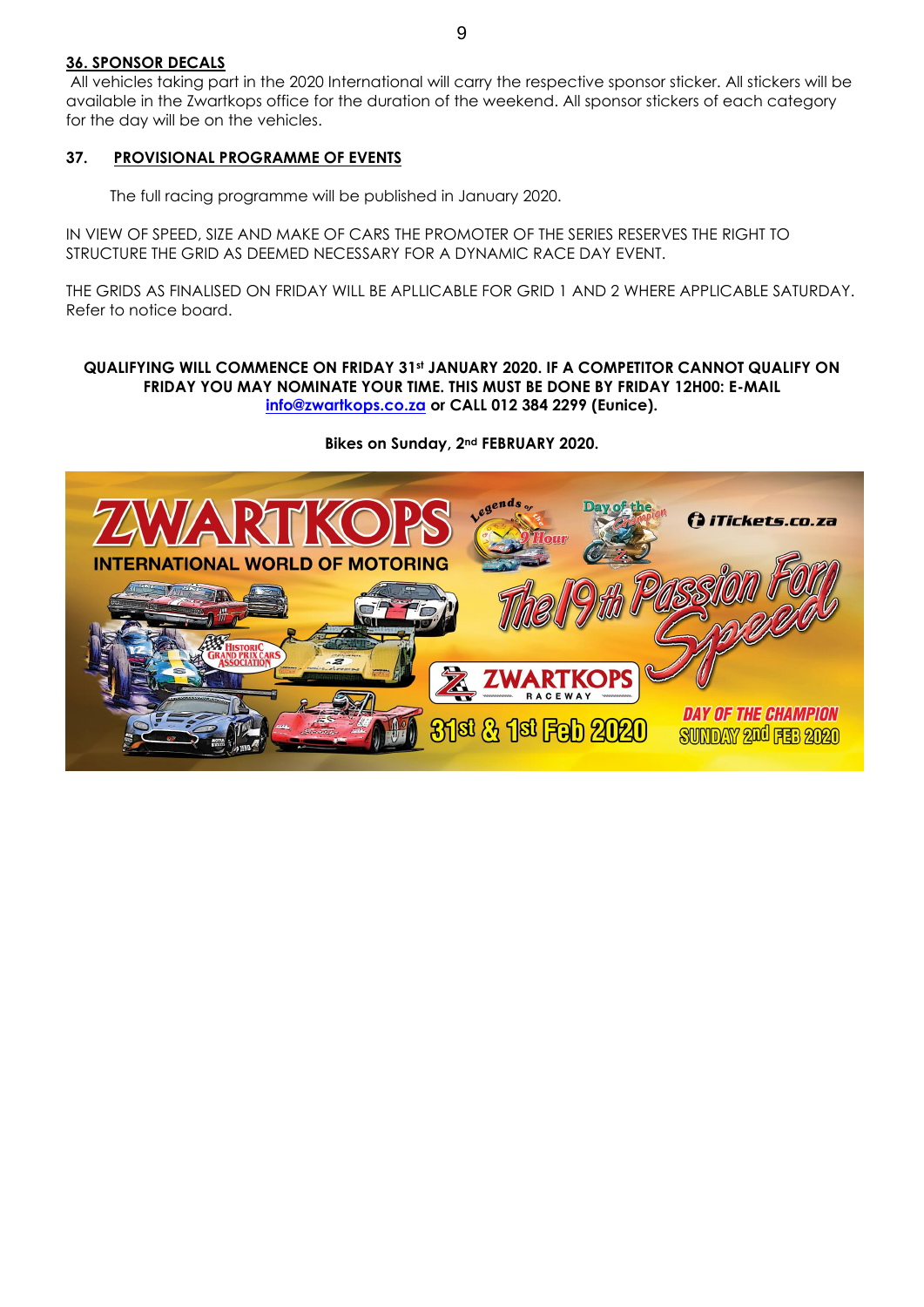## 36. SPONSOR DECALS

All vehicles taking part in the 2020 International will carry the respective sponsor sticker. All stickers will be available in the Zwartkops office for the duration of the weekend. All sponsor stickers of each category for the day will be on the vehicles.

## 37. PROVISIONAL PROGRAMME OF EVENTS

The full racing programme will be published in January 2020.

IN VIEW OF SPEED, SIZE AND MAKE OF CARS THE PROMOTER OF THE SERIES RESERVES THE RIGHT TO STRUCTURE THE GRID AS DEEMED NECESSARY FOR A DYNAMIC RACE DAY EVENT.

THE GRIDS AS FINALISED ON FRIDAY WILL BE APLLICABLE FOR GRID 1 AND 2 WHERE APPLICABLE SATURDAY. Refer to notice board.

**QUALIFYING WILL COMMENCE ON FRIDAY 31st JANUARY 2020. IF A COMPETITOR CANNOT QUALIFY ON FRIDAY YOU MAY NOMINATE YOUR TIME. THIS MUST BE DONE BY FRIDAY 12H00: E-MAIL [info@zwartkops.co.za](mailto:info@zwartkops.co.za) or CALL 012 384 2299 (Eunice).**

**Bikes on Sunday, 2nd FEBRUARY 2020.**